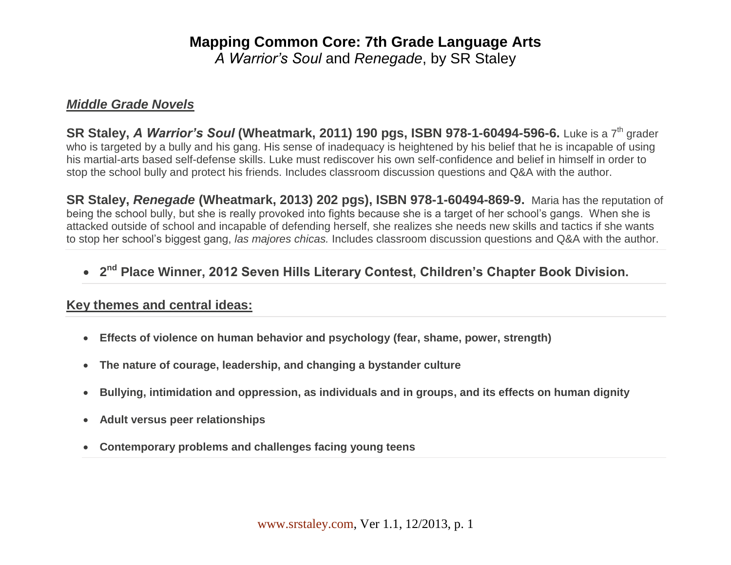# Mapping Common Core: 7th Grade Language Arts

*A Warrior's Soul* and *Renegade*, by SR Staley

## *Middle Grade Novels*

**SR Staley, *A Warrior's Soul* (Wheatmark, 2011) 190 pgs, ISBN 978-1-60494-596-6.** Luke is a 7th grader who is targeted by a bully and his gang. His sense of inadequacy is heightened by his belief that he is incapable of using his martial-arts based self-defense skills. Luke must rediscover his own self-confidence and belief in himself in order to stop the school bully and protect his friends. Includes classroom discussion questions and Q&A with the author.

**SR Staley, *Renegade* (Wheatmark, 2013) 202 pgs), ISBN 978-1-60494-869-9.** Maria has the reputation of being the school bully, but she is really provoked into fights because she is a target of her school's gangs. When she is attacked outside of school and incapable of defending herself, she realizes she needs new skills and tactics if she wants to stop her school's biggest gang, *las majores chicas.* Includes classroom discussion questions and Q&A with the author.

- **2nd Place Winner, 2012 Seven Hills Literary Contest, Children's Chapter Book Division.**

## Key themes and central ideas:

- **Effects of violence on human behavior and psychology (fear, shame, power, strength)**
- **The nature of courage, leadership, and changing a bystander culture**
- **Bullying, intimidation and oppression, as individuals and in groups, and its effects on human dignity**
- **Adult versus peer relationships**
- **Contemporary problems and challenges facing young teens**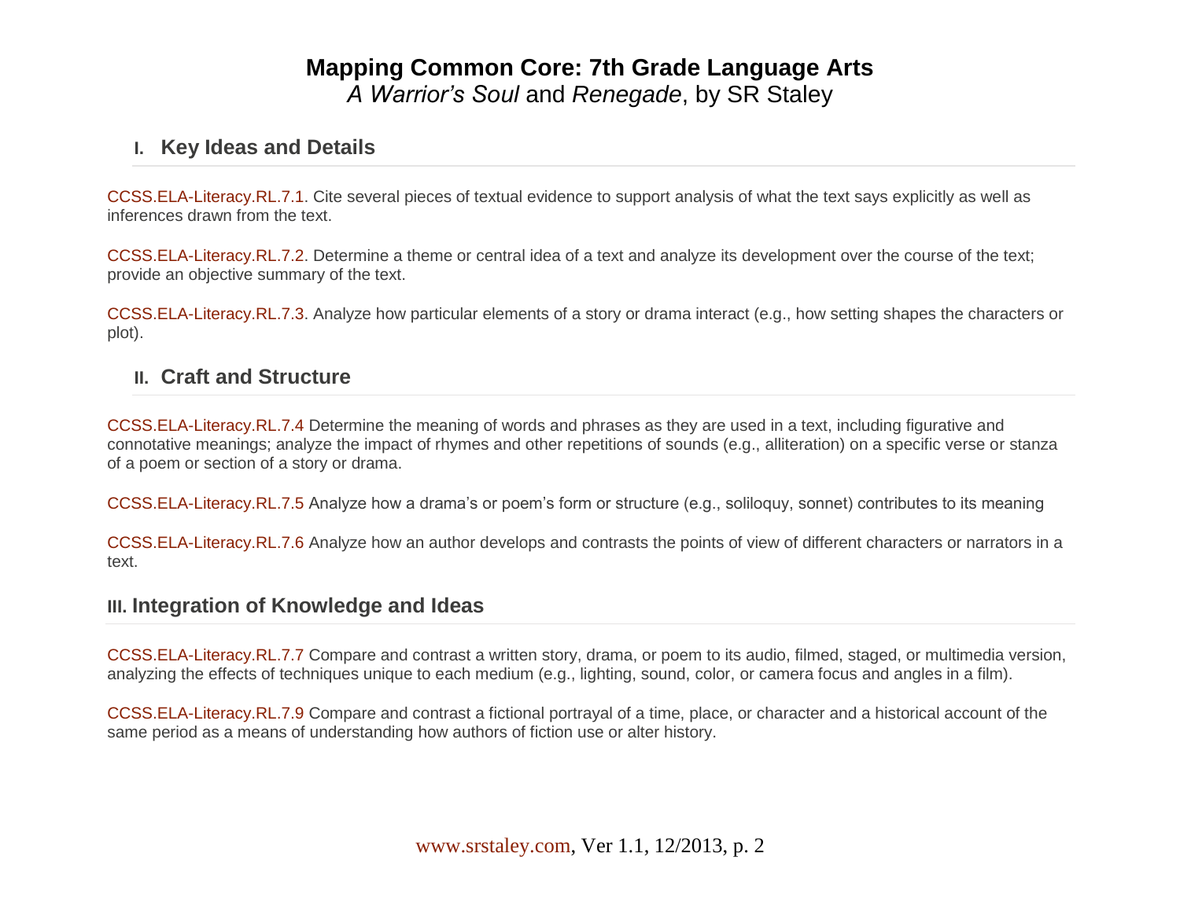# Mapping Common Core: 7th Grade Language Arts

*A Warrior's Soul* and *Renegade*, by SR Staley

## I. Key Ideas and Details

CCSS.ELA-Literacy.RL.7.1. Cite several pieces of textual evidence to support analysis of what the text says explicitly as well as inferences drawn from the text.

CCSS.ELA-Literacy.RL.7.2. Determine a theme or central idea of a text and analyze its development over the course of the text; provide an objective summary of the text.

CCSS.ELA-Literacy.RL.7.3. Analyze how particular elements of a story or drama interact (e.g., how setting shapes the characters or plot).

## II. Craft and Structure

CCSS.ELA-Literacy.RL.7.4 Determine the meaning of words and phrases as they are used in a text, including figurative and connotative meanings; analyze the impact of rhymes and other repetitions of sounds (e.g., alliteration) on a specific verse or stanza of a poem or section of a story or drama.

CCSS.ELA-Literacy.RL.7.5 Analyze how a drama's or poem's form or structure (e.g., soliloquy, sonnet) contributes to its meaning

CCSS.ELA-Literacy.RL.7.6 Analyze how an author develops and contrasts the points of view of different characters or narrators in a text.

## III. Integration of Knowledge and Ideas

CCSS.ELA-Literacy.RL.7.7 Compare and contrast a written story, drama, or poem to its audio, filmed, staged, or multimedia version, analyzing the effects of techniques unique to each medium (e.g., lighting, sound, color, or camera focus and angles in a film).

CCSS.ELA-Literacy.RL.7.9 Compare and contrast a fictional portrayal of a time, place, or character and a historical account of the same period as a means of understanding how authors of fiction use or alter history.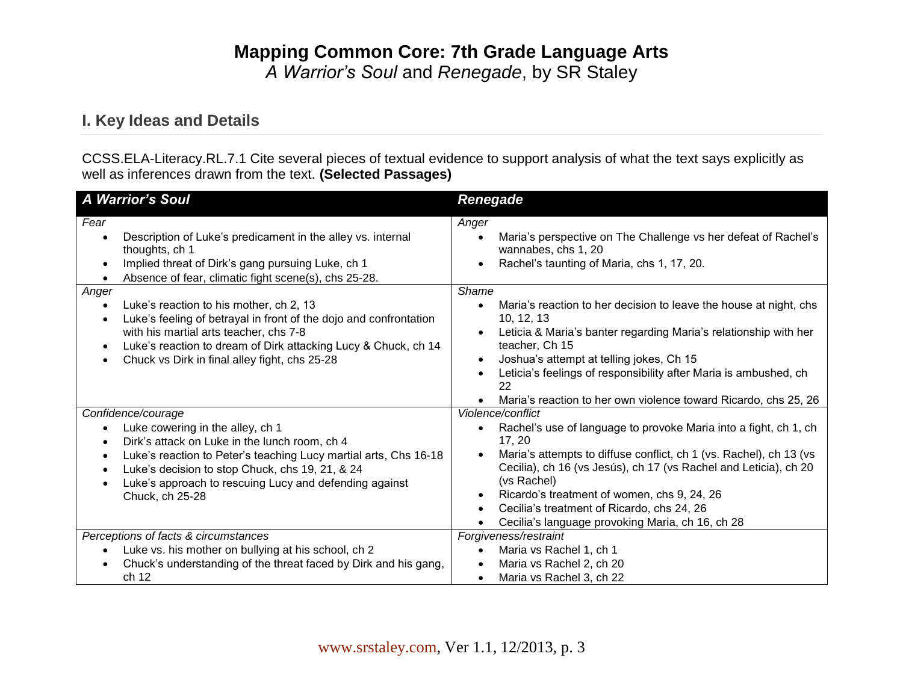# Mapping Common Core: 7th Grade Language Arts

*A Warrior's Soul* and *Renegade*, by SR Staley

## I. Key Ideas and Details

CCSS.ELA-Literacy.RL.7.1 Cite several pieces of textual evidence to support analysis of what the text says explicitly as well as inferences drawn from the text. **(Selected Passages)**

| ***A Warrior's Soul*** | ***Renegade*** |
|---|---|
| *Fear*<br>• Description of Luke's predicament in the alley vs. internal thoughts, ch 1<br>• Implied threat of Dirk's gang pursuing Luke, ch 1<br>• Absence of fear, climatic fight scene(s), chs 25-28. | *Anger*<br>• Maria's perspective on The Challenge vs her defeat of Rachel's wannabes, chs 1, 20<br>• Rachel's taunting of Maria, chs 1, 17, 20. |
| *Anger*<br>• Luke's reaction to his mother, ch 2, 13<br>• Luke's feeling of betrayal in front of the dojo and confrontation with his martial arts teacher, chs 7-8<br>• Luke's reaction to dream of Dirk attacking Lucy & Chuck, ch 14<br>• Chuck vs Dirk in final alley fight, chs 25-28 | *Shame*<br>• Maria's reaction to her decision to leave the house at night, chs 10, 12, 13<br>• Leticia & Maria's banter regarding Maria's relationship with her teacher, Ch 15<br>• Joshua's attempt at telling jokes, Ch 15<br>• Leticia's feelings of responsibility after Maria is ambushed, ch 22<br>• Maria's reaction to her own violence toward Ricardo, chs 25, 26 |
| *Confidence/courage*<br>• Luke cowering in the alley, ch 1<br>• Dirk's attack on Luke in the lunch room, ch 4<br>• Luke's reaction to Peter's teaching Lucy martial arts, Chs 16-18<br>• Luke's decision to stop Chuck, chs 19, 21, & 24<br>• Luke's approach to rescuing Lucy and defending against Chuck, ch 25-28 | *Violence/conflict*<br>• Rachel's use of language to provoke Maria into a fight, ch 1, ch 17, 20<br>• Maria's attempts to diffuse conflict, ch 1 (vs. Rachel), ch 13 (vs Cecilia), ch 16 (vs Jesús), ch 17 (vs Rachel and Leticia), ch 20 (vs Rachel)<br>• Ricardo's treatment of women, chs 9, 24, 26<br>• Cecilia's treatment of Ricardo, chs 24, 26<br>• Cecilia's language provoking Maria, ch 16, ch 28 |
| *Perceptions of facts & circumstances*<br>• Luke vs. his mother on bullying at his school, ch 2<br>• Chuck's understanding of the threat faced by Dirk and his gang, ch 12 | *Forgiveness/restraint*<br>• Maria vs Rachel 1, ch 1<br>• Maria vs Rachel 2, ch 20<br>• Maria vs Rachel 3, ch 22 |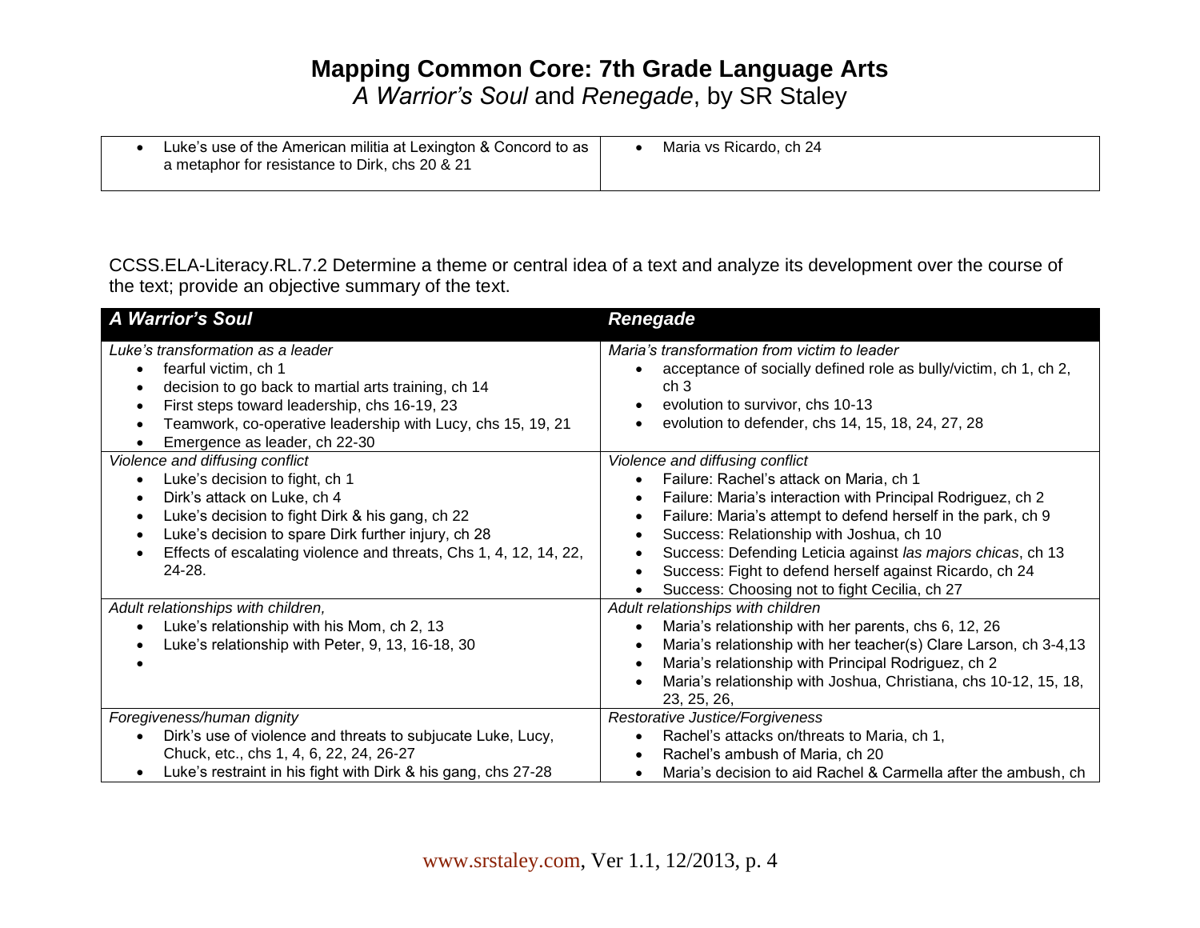| | |
|---|---|
| • Luke's use of the American militia at Lexington & Concord to as a metaphor for resistance to Dirk, chs 20 & 21 | • Maria vs Ricardo, ch 24 |

CCSS.ELA-Literacy.RL.7.2 Determine a theme or central idea of a text and analyze its development over the course of the text; provide an objective summary of the text.

| ***A Warrior's Soul*** | ***Renegade*** |
|---|---|
| *Luke's transformation as a leader*<br>• fearful victim, ch 1<br>• decision to go back to martial arts training, ch 14<br>• First steps toward leadership, chs 16-19, 23<br>• Teamwork, co-operative leadership with Lucy, chs 15, 19, 21<br>• Emergence as leader, ch 22-30 | *Maria's transformation from victim to leader*<br>• acceptance of socially defined role as bully/victim, ch 1, ch 2, ch 3<br>• evolution to survivor, chs 10-13<br>• evolution to defender, chs 14, 15, 18, 24, 27, 28 |
| *Violence and diffusing conflict*<br>• Luke's decision to fight, ch 1<br>• Dirk's attack on Luke, ch 4<br>• Luke's decision to fight Dirk & his gang, ch 22<br>• Luke's decision to spare Dirk further injury, ch 28<br>• Effects of escalating violence and threats, Chs 1, 4, 12, 14, 22, 24-28. | *Violence and diffusing conflict*<br>• Failure: Rachel's attack on Maria, ch 1<br>• Failure: Maria's interaction with Principal Rodriguez, ch 2<br>• Failure: Maria's attempt to defend herself in the park, ch 9<br>• Success: Relationship with Joshua, ch 10<br>• Success: Defending Leticia against *las majors chicas*, ch 13<br>• Success: Fight to defend herself against Ricardo, ch 24<br>• Success: Choosing not to fight Cecilia, ch 27 |
| *Adult relationships with children,*<br>• Luke's relationship with his Mom, ch 2, 13<br>• Luke's relationship with Peter, 9, 13, 16-18, 30<br>• | *Adult relationships with children*<br>• Maria's relationship with her parents, chs 6, 12, 26<br>• Maria's relationship with her teacher(s) Clare Larson, ch 3-4,13<br>• Maria's relationship with Principal Rodriguez, ch 2<br>• Maria's relationship with Joshua, Christiana, chs 10-12, 15, 18, 23, 25, 26, |
| *Foregiveness/human dignity*<br>• Dirk's use of violence and threats to subjucate Luke, Lucy, Chuck, etc., chs 1, 4, 6, 22, 24, 26-27<br>• Luke's restraint in his fight with Dirk & his gang, chs 27-28 | *Restorative Justice/Forgiveness*<br>• Rachel's attacks on/threats to Maria, ch 1,<br>• Rachel's ambush of Maria, ch 20<br>• Maria's decision to aid Rachel & Carmella after the ambush, ch |

www.srstaley.com, Ver 1.1, 12/2013, p. 4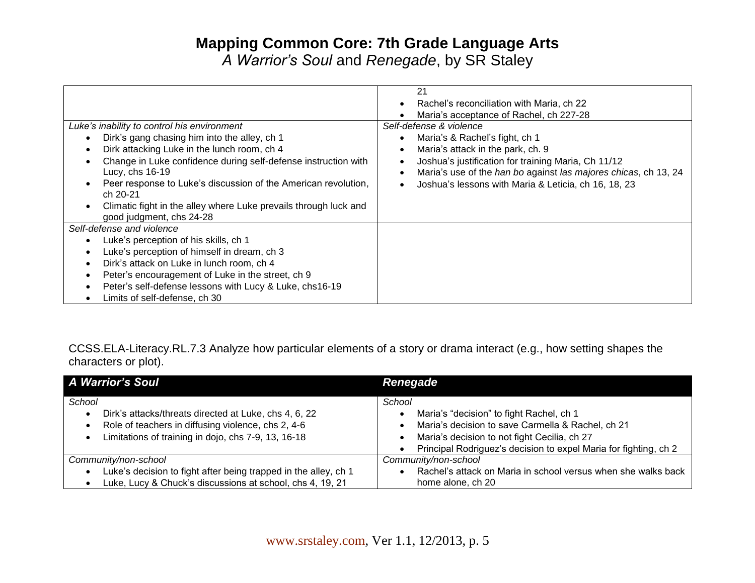# Mapping Common Core: 7th Grade Language Arts

*A Warrior's Soul* and *Renegade*, by SR Staley

| | |
|---|---|
| | 21<br>• Rachel's reconciliation with Maria, ch 22<br>• Maria's acceptance of Rachel, ch 227-28 |
| *Luke's inability to control his environment*<br>• Dirk's gang chasing him into the alley, ch 1<br>• Dirk attacking Luke in the lunch room, ch 4<br>• Change in Luke confidence during self-defense instruction with Lucy, chs 16-19<br>• Peer response to Luke's discussion of the American revolution, ch 20-21<br>• Climatic fight in the alley where Luke prevails through luck and good judgment, chs 24-28 | *Self-defense & violence*<br>• Maria's & Rachel's fight, ch 1<br>• Maria's attack in the park, ch. 9<br>• Joshua's justification for training Maria, Ch 11/12<br>• Maria's use of the *han bo* against *las majores chicas*, ch 13, 24<br>• Joshua's lessons with Maria & Leticia, ch 16, 18, 23 |
| *Self-defense and violence*<br>• Luke's perception of his skills, ch 1<br>• Luke's perception of himself in dream, ch 3<br>• Dirk's attack on Luke in lunch room, ch 4<br>• Peter's encouragement of Luke in the street, ch 9<br>• Peter's self-defense lessons with Lucy & Luke, chs16-19<br>• Limits of self-defense, ch 30 | |

CCSS.ELA-Literacy.RL.7.3 Analyze how particular elements of a story or drama interact (e.g., how setting shapes the characters or plot).

| ***A Warrior's Soul*** | ***Renegade*** |
|---|---|
| *School*<br>• Dirk's attacks/threats directed at Luke, chs 4, 6, 22<br>• Role of teachers in diffusing violence, chs 2, 4-6<br>• Limitations of training in dojo, chs 7-9, 13, 16-18 | *School*<br>• Maria's "decision" to fight Rachel, ch 1<br>• Maria's decision to save Carmella & Rachel, ch 21<br>• Maria's decision to not fight Cecilia, ch 27<br>• Principal Rodriguez's decision to expel Maria for fighting, ch 2 |
| *Community/non-school*<br>• Luke's decision to fight after being trapped in the alley, ch 1<br>• Luke, Lucy & Chuck's discussions at school, chs 4, 19, 21 | *Community/non-school*<br>• Rachel's attack on Maria in school versus when she walks back home alone, ch 20 |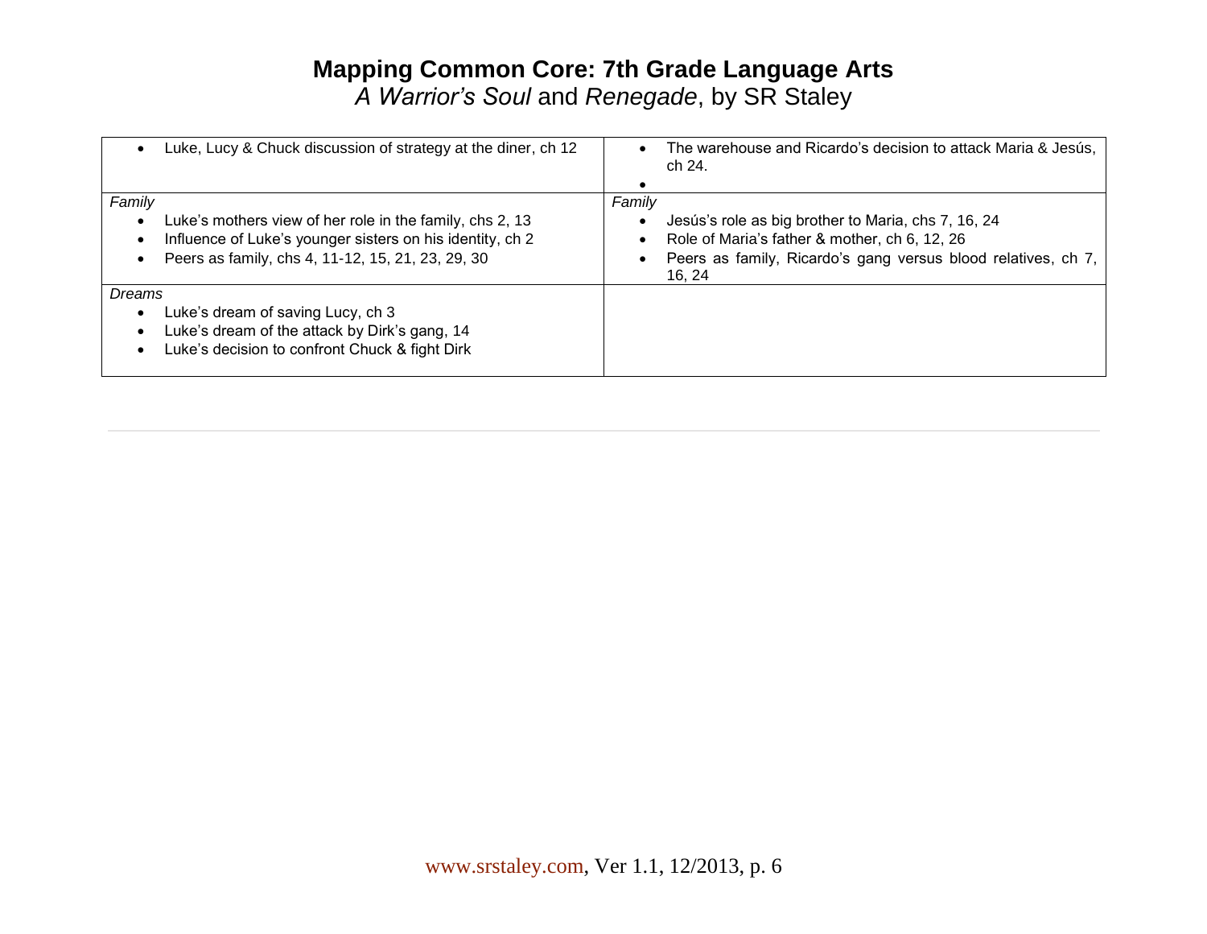# Mapping Common Core: 7th Grade Language Arts

*A Warrior's Soul* and *Renegade*, by SR Staley

| | |
|---|---|
| • Luke, Lucy & Chuck discussion of strategy at the diner, ch 12 | • The warehouse and Ricardo's decision to attack Maria & Jesús, ch 24.<br>• |
| *Family*<br>• Luke's mothers view of her role in the family, chs 2, 13<br>• Influence of Luke's younger sisters on his identity, ch 2<br>• Peers as family, chs 4, 11-12, 15, 21, 23, 29, 30 | *Family*<br>• Jesús's role as big brother to Maria, chs 7, 16, 24<br>• Role of Maria's father & mother, ch 6, 12, 26<br>• Peers as family, Ricardo's gang versus blood relatives, ch 7, 16, 24 |
| *Dreams*<br>• Luke's dream of saving Lucy, ch 3<br>• Luke's dream of the attack by Dirk's gang, 14<br>• Luke's decision to confront Chuck & fight Dirk | |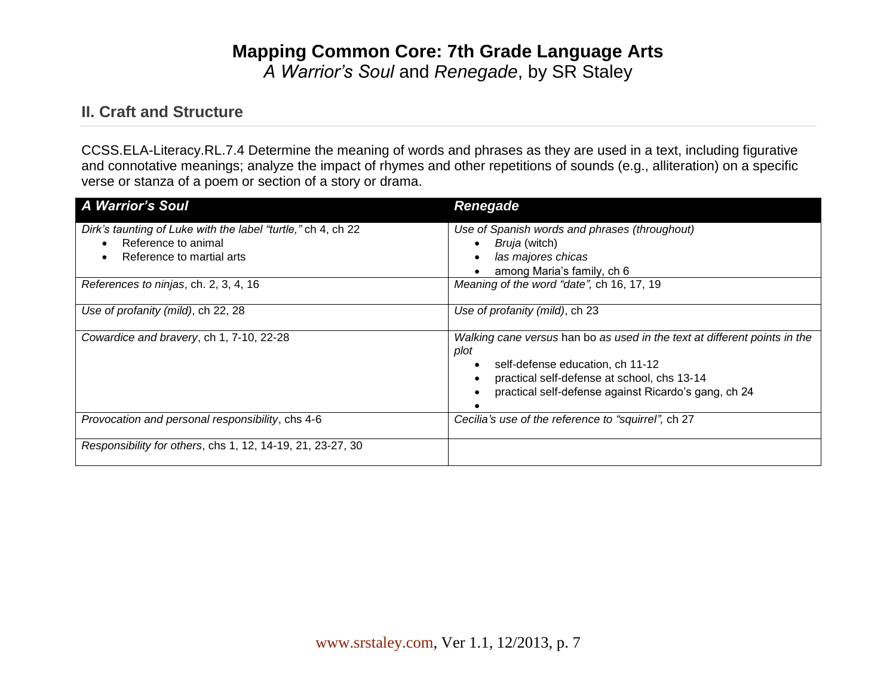# Mapping Common Core: 7th Grade Language Arts

*A Warrior's Soul* and *Renegade*, by SR Staley

## II. Craft and Structure

CCSS.ELA-Literacy.RL.7.4 Determine the meaning of words and phrases as they are used in a text, including figurative and connotative meanings; analyze the impact of rhymes and other repetitions of sounds (e.g., alliteration) on a specific verse or stanza of a poem or section of a story or drama.

| ***A Warrior's Soul*** | ***Renegade*** |
|---|---|
| *Dirk's taunting of Luke with the label "turtle,"* ch 4, ch 22<br>• Reference to animal<br>• Reference to martial arts | *Use of Spanish words and phrases (throughout)*<br>• *Bruja* (witch)<br>• *las majores chicas*<br>• among Maria's family, ch 6 |
| *References to ninjas*, ch. 2, 3, 4, 16 | *Meaning of the word "date",* ch 16, 17, 19 |
| *Use of profanity (mild)*, ch 22, 28 | *Use of profanity (mild)*, ch 23 |
| *Cowardice and bravery*, ch 1, 7-10, 22-28 | *Walking cane versus* han bo *as used in the text at different points in the plot*<br>• self-defense education, ch 11-12<br>• practical self-defense at school, chs 13-14<br>• practical self-defense against Ricardo's gang, ch 24<br>• |
| *Provocation and personal responsibility*, chs 4-6 | *Cecilia's use of the reference to "squirrel",* ch 27 |
| *Responsibility for others*, chs 1, 12, 14-19, 21, 23-27, 30 | |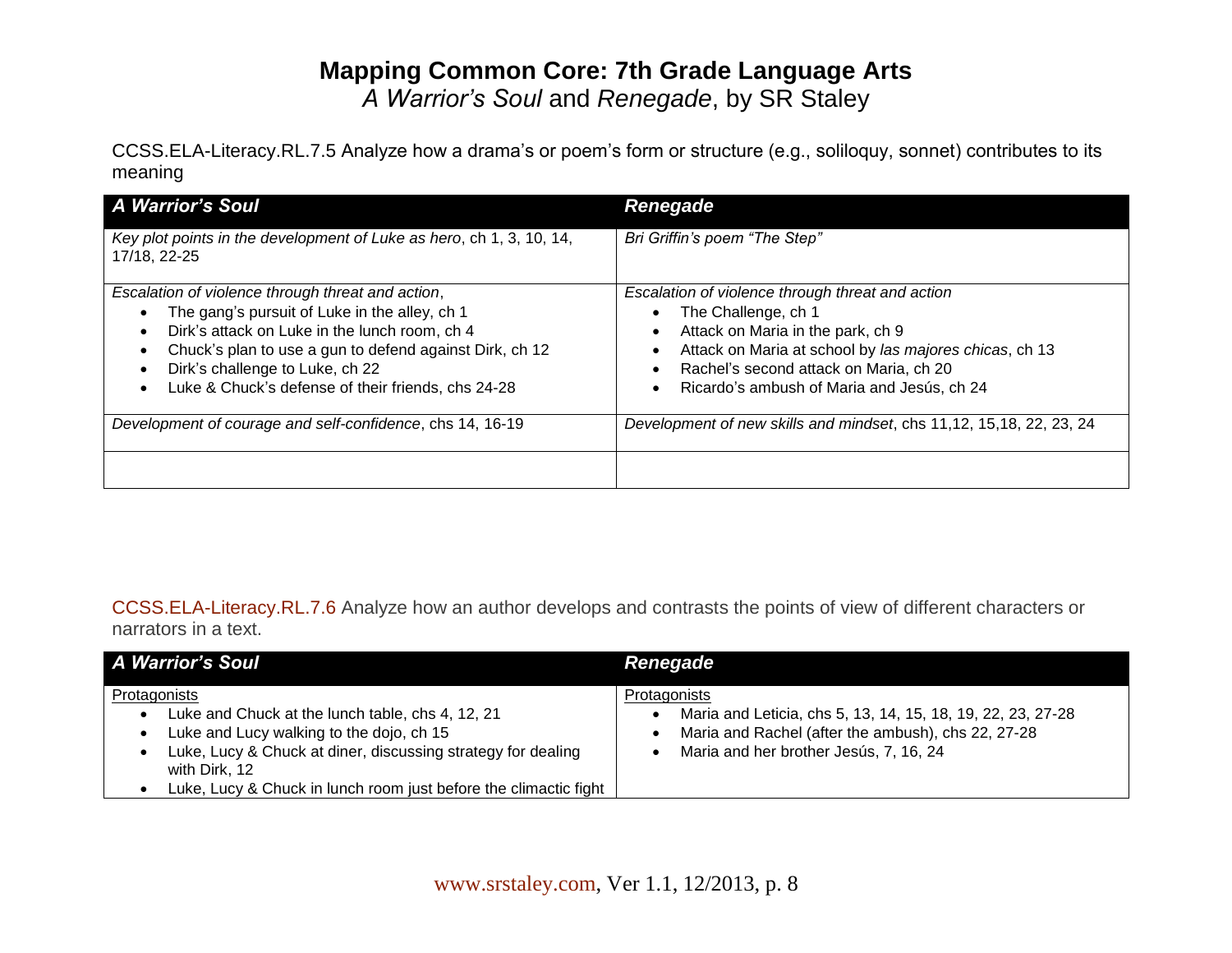# Mapping Common Core: 7th Grade Language Arts

## *A Warrior's Soul* and *Renegade*, by SR Staley

CCSS.ELA-Literacy.RL.7.5 Analyze how a drama's or poem's form or structure (e.g., soliloquy, sonnet) contributes to its meaning

| ***A Warrior's Soul*** | ***Renegade*** |
|---|---|
| *Key plot points in the development of Luke as hero*, ch 1, 3, 10, 14, 17/18, 22-25 | *Bri Griffin's poem "The Step"* |
| *Escalation of violence through threat and action*,<br>• The gang's pursuit of Luke in the alley, ch 1<br>• Dirk's attack on Luke in the lunch room, ch 4<br>• Chuck's plan to use a gun to defend against Dirk, ch 12<br>• Dirk's challenge to Luke, ch 22<br>• Luke & Chuck's defense of their friends, chs 24-28 | *Escalation of violence through threat and action*<br>• The Challenge, ch 1<br>• Attack on Maria in the park, ch 9<br>• Attack on Maria at school by *las majores chicas*, ch 13<br>• Rachel's second attack on Maria, ch 20<br>• Ricardo's ambush of Maria and Jesús, ch 24 |
| *Development of courage and self-confidence*, chs 14, 16-19 | *Development of new skills and mindset*, chs 11,12, 15,18, 22, 23, 24 |
| | |

CCSS.ELA-Literacy.RL.7.6 Analyze how an author develops and contrasts the points of view of different characters or narrators in a text.

| ***A Warrior's Soul*** | ***Renegade*** |
|---|---|
| <u>Protagonists</u><br>• Luke and Chuck at the lunch table, chs 4, 12, 21<br>• Luke and Lucy walking to the dojo, ch 15<br>• Luke, Lucy & Chuck at diner, discussing strategy for dealing with Dirk, 12<br>• Luke, Lucy & Chuck in lunch room just before the climactic fight | <u>Protagonists</u><br>• Maria and Leticia, chs 5, 13, 14, 15, 18, 19, 22, 23, 27-28<br>• Maria and Rachel (after the ambush), chs 22, 27-28<br>• Maria and her brother Jesús, 7, 16, 24 |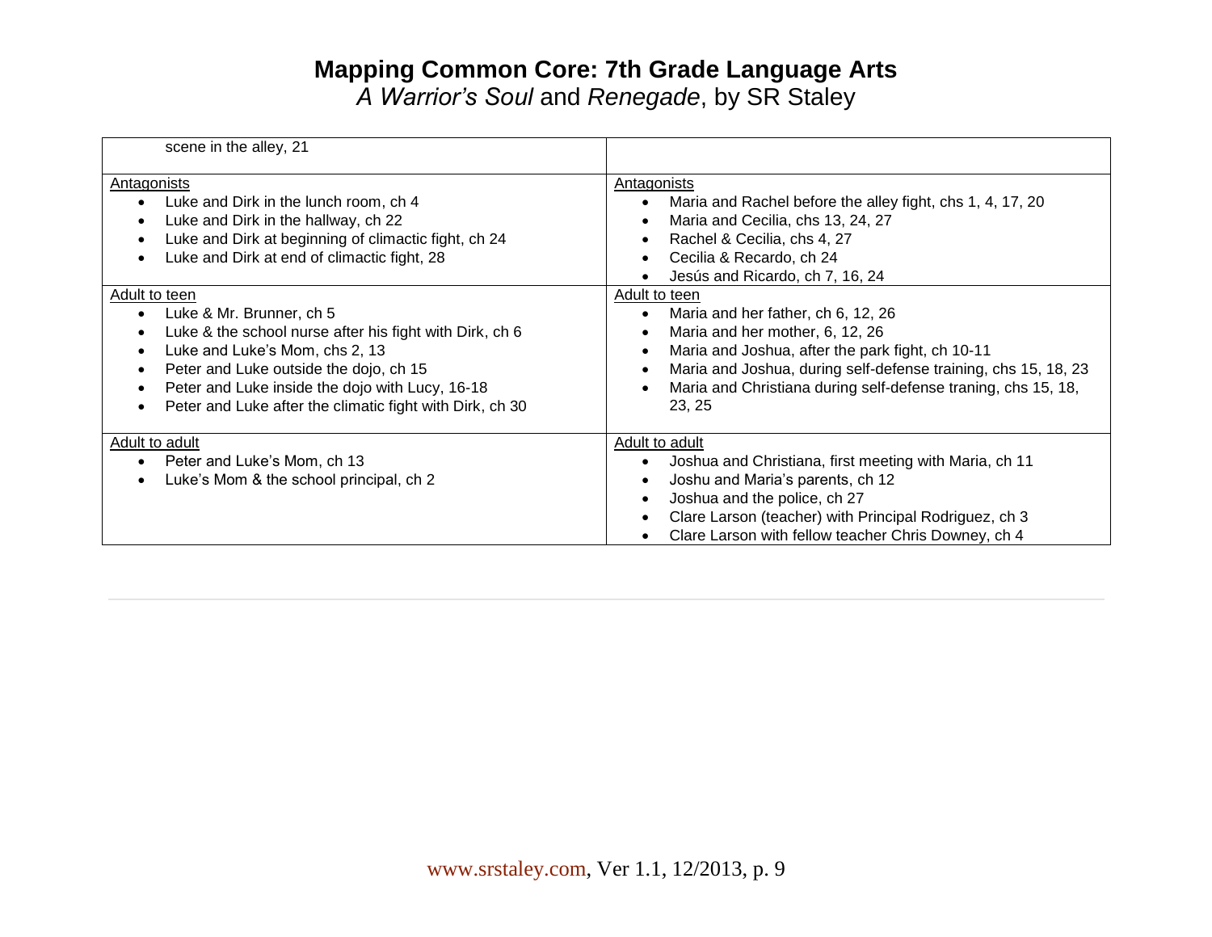# Mapping Common Core: 7th Grade Language Arts

*A Warrior's Soul* and *Renegade*, by SR Staley

| | |
|---|---|
| scene in the alley, 21 | |
| Antagonists<br>• Luke and Dirk in the lunch room, ch 4<br>• Luke and Dirk in the hallway, ch 22<br>• Luke and Dirk at beginning of climactic fight, ch 24<br>• Luke and Dirk at end of climactic fight, 28 | Antagonists<br>• Maria and Rachel before the alley fight, chs 1, 4, 17, 20<br>• Maria and Cecilia, chs 13, 24, 27<br>• Rachel & Cecilia, chs 4, 27<br>• Cecilia & Recardo, ch 24<br>• Jesús and Ricardo, ch 7, 16, 24 |
| Adult to teen<br>• Luke & Mr. Brunner, ch 5<br>• Luke & the school nurse after his fight with Dirk, ch 6<br>• Luke and Luke's Mom, chs 2, 13<br>• Peter and Luke outside the dojo, ch 15<br>• Peter and Luke inside the dojo with Lucy, 16-18<br>• Peter and Luke after the climatic fight with Dirk, ch 30 | Adult to teen<br>• Maria and her father, ch 6, 12, 26<br>• Maria and her mother, 6, 12, 26<br>• Maria and Joshua, after the park fight, ch 10-11<br>• Maria and Joshua, during self-defense training, chs 15, 18, 23<br>• Maria and Christiana during self-defense traning, chs 15, 18, 23, 25 |
| Adult to adult<br>• Peter and Luke's Mom, ch 13<br>• Luke's Mom & the school principal, ch 2 | Adult to adult<br>• Joshua and Christiana, first meeting with Maria, ch 11<br>• Joshu and Maria's parents, ch 12<br>• Joshua and the police, ch 27<br>• Clare Larson (teacher) with Principal Rodriguez, ch 3<br>• Clare Larson with fellow teacher Chris Downey, ch 4 |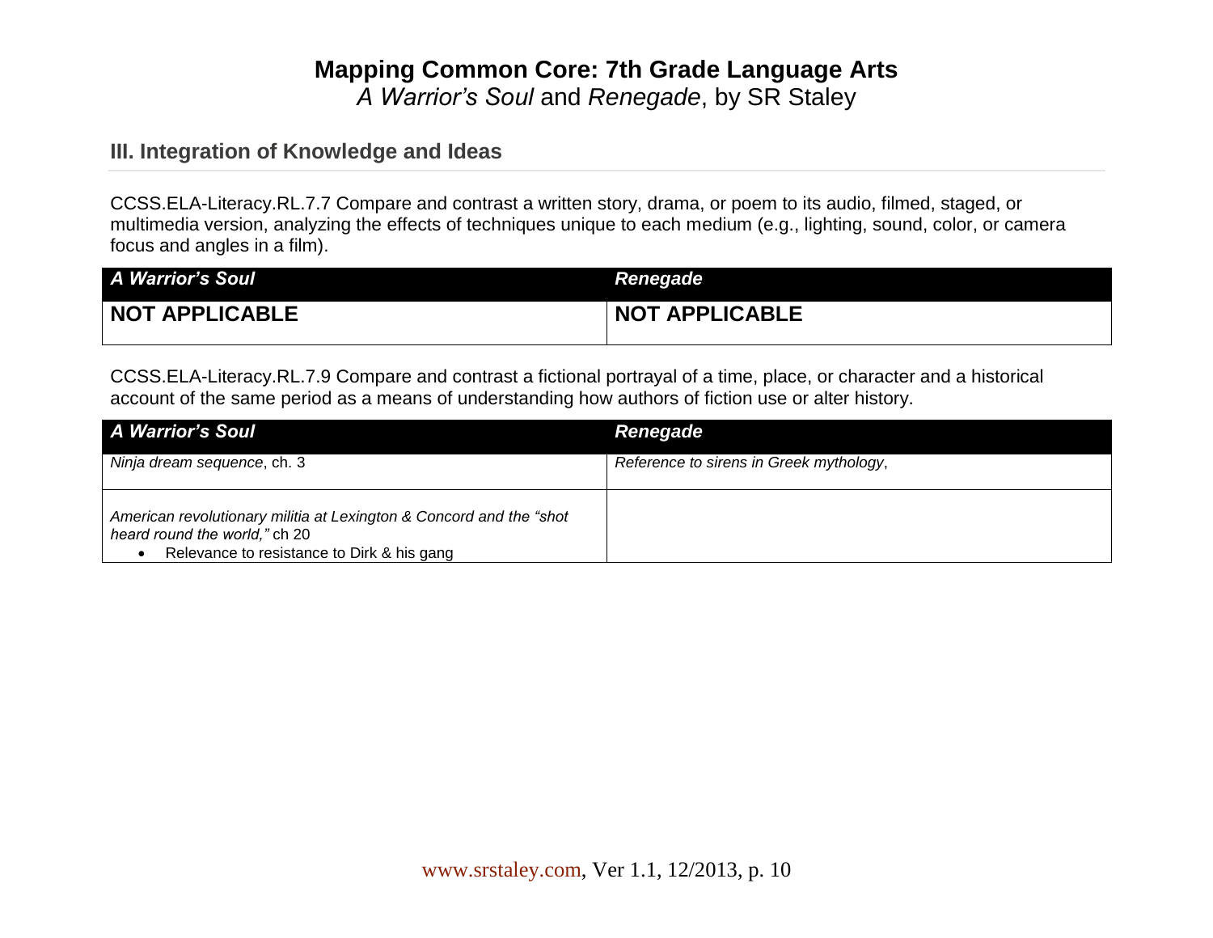# Mapping Common Core: 7th Grade Language Arts

*A Warrior's Soul* and *Renegade*, by SR Staley

## III. Integration of Knowledge and Ideas

CCSS.ELA-Literacy.RL.7.7 Compare and contrast a written story, drama, or poem to its audio, filmed, staged, or multimedia version, analyzing the effects of techniques unique to each medium (e.g., lighting, sound, color, or camera focus and angles in a film).

| ***A Warrior's Soul*** | ***Renegade*** |
|---|---|
| **NOT APPLICABLE** | **NOT APPLICABLE** |

CCSS.ELA-Literacy.RL.7.9 Compare and contrast a fictional portrayal of a time, place, or character and a historical account of the same period as a means of understanding how authors of fiction use or alter history.

| ***A Warrior's Soul*** | ***Renegade*** |
|---|---|
| *Ninja dream sequence*, ch. 3 | *Reference to sirens in Greek mythology*, |
| *American revolutionary militia at Lexington & Concord and the "shot heard round the world,"* ch 20<br>• Relevance to resistance to Dirk & his gang | |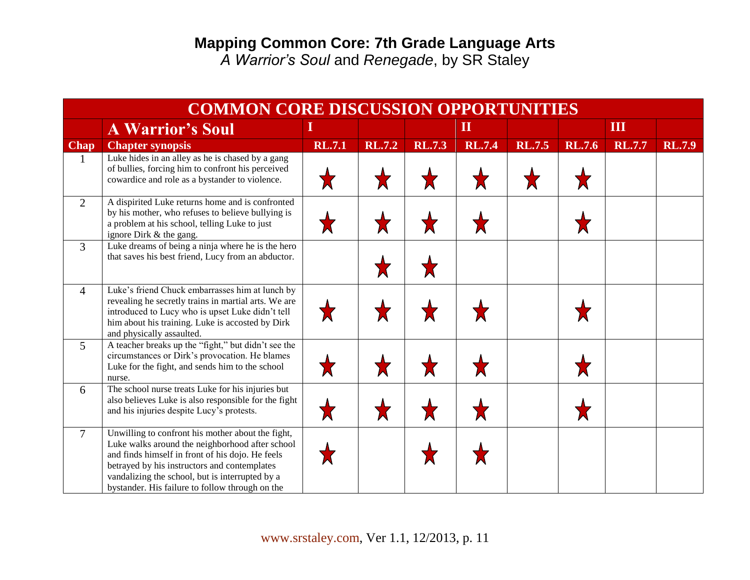# Mapping Common Core: 7th Grade Language Arts

*A Warrior's Soul* and *Renegade*, by SR Staley

| COMMON CORE DISCUSSION OPPORTUNITIES | | | | | | | | | |
|---|---|---|---|---|---|---|---|---|---|
| | **A Warrior's Soul** | **I** | | | **II** | | | **III** | |
| **Chap** | **Chapter synopsis** | **RL.7.1** | **RL.7.2** | **RL.7.3** | **RL.7.4** | **RL.7.5** | **RL.7.6** | **RL.7.7** | **RL.7.9** |
| 1 | Luke hides in an alley as he is chased by a gang of bullies, forcing him to confront his perceived cowardice and role as a bystander to violence. | ★ | ★ | ★ | ★ | ★ | ★ | | |
| 2 | A dispirited Luke returns home and is confronted by his mother, who refuses to believe bullying is a problem at his school, telling Luke to just ignore Dirk & the gang. | ★ | ★ | ★ | ★ | | ★ | | |
| 3 | Luke dreams of being a ninja where he is the hero that saves his best friend, Lucy from an abductor. | | ★ | ★ | | | | | |
| 4 | Luke's friend Chuck embarrasses him at lunch by revealing he secretly trains in martial arts. We are introduced to Lucy who is upset Luke didn't tell him about his training. Luke is accosted by Dirk and physically assaulted. | ★ | ★ | ★ | ★ | | ★ | | |
| 5 | A teacher breaks up the "fight," but didn't see the circumstances or Dirk's provocation. He blames Luke for the fight, and sends him to the school nurse. | ★ | ★ | ★ | ★ | | ★ | | |
| 6 | The school nurse treats Luke for his injuries but also believes Luke is also responsible for the fight and his injuries despite Lucy's protests. | ★ | ★ | ★ | ★ | | ★ | | |
| 7 | Unwilling to confront his mother about the fight, Luke walks around the neighborhood after school and finds himself in front of his dojo. He feels betrayed by his instructors and contemplates vandalizing the school, but is interrupted by a bystander. His failure to follow through on the | ★ | | ★ | ★ | | | | |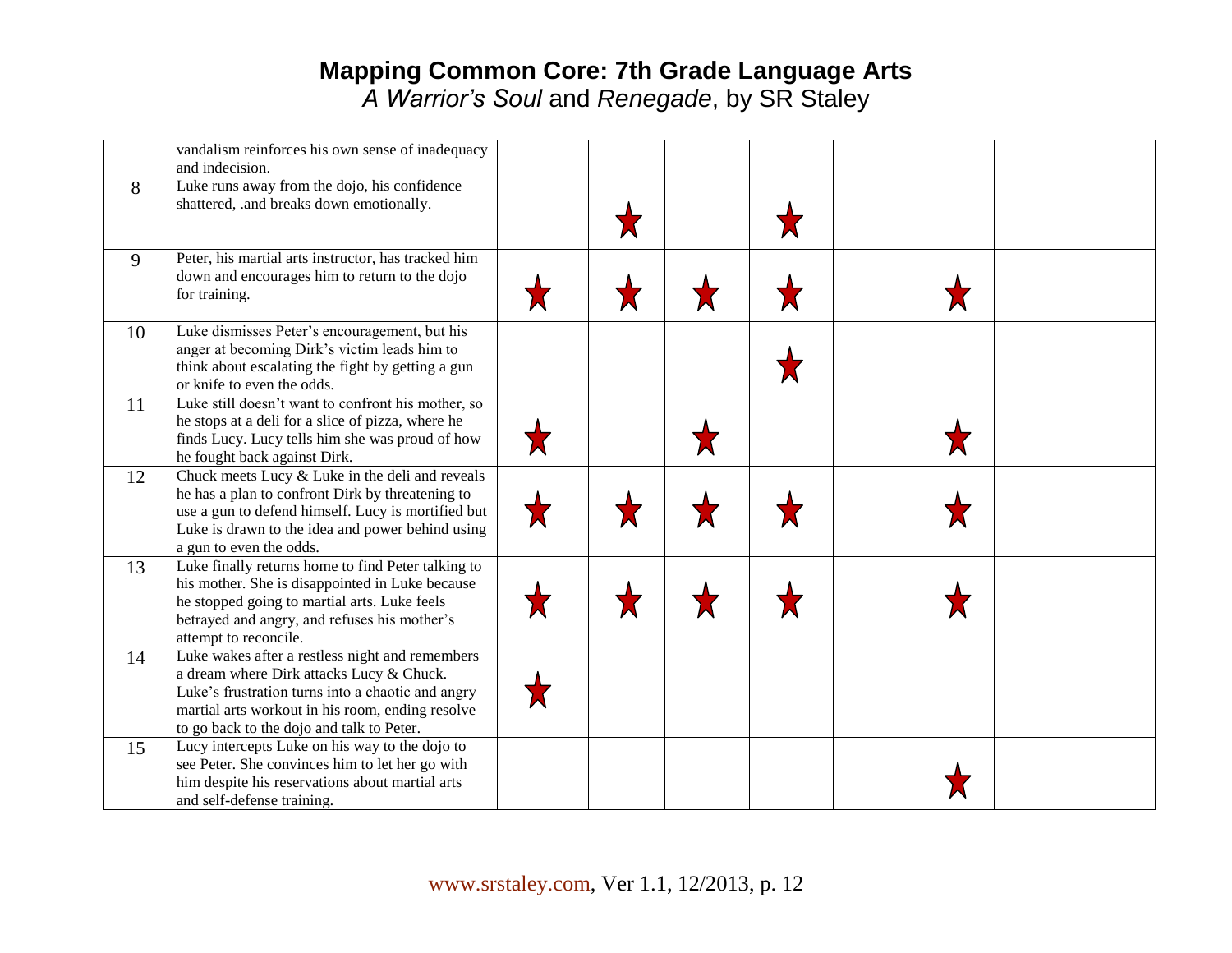| | | | | | | | | | |
|---|---|---|---|---|---|---|---|---|---|
| | vandalism reinforces his own sense of inadequacy and indecision. | | | | | | | | |
| 8 | Luke runs away from the dojo, his confidence shattered, .and breaks down emotionally. | | ★ | | ★ | | | | |
| 9 | Peter, his martial arts instructor, has tracked him down and encourages him to return to the dojo for training. | ★ | ★ | ★ | ★ | | ★ | | |
| 10 | Luke dismisses Peter's encouragement, but his anger at becoming Dirk's victim leads him to think about escalating the fight by getting a gun or knife to even the odds. | | | | ★ | | | | |
| 11 | Luke still doesn't want to confront his mother, so he stops at a deli for a slice of pizza, where he finds Lucy. Lucy tells him she was proud of how he fought back against Dirk. | ★ | | ★ | | | ★ | | |
| 12 | Chuck meets Lucy & Luke in the deli and reveals he has a plan to confront Dirk by threatening to use a gun to defend himself. Lucy is mortified but Luke is drawn to the idea and power behind using a gun to even the odds. | ★ | ★ | ★ | ★ | | ★ | | |
| 13 | Luke finally returns home to find Peter talking to his mother. She is disappointed in Luke because he stopped going to martial arts. Luke feels betrayed and angry, and refuses his mother's attempt to reconcile. | ★ | ★ | ★ | ★ | | ★ | | |
| 14 | Luke wakes after a restless night and remembers a dream where Dirk attacks Lucy & Chuck. Luke's frustration turns into a chaotic and angry martial arts workout in his room, ending resolve to go back to the dojo and talk to Peter. | ★ | | | | | | | |
| 15 | Lucy intercepts Luke on his way to the dojo to see Peter. She convinces him to let her go with him despite his reservations about martial arts and self-defense training. | | | | | | ★ | | |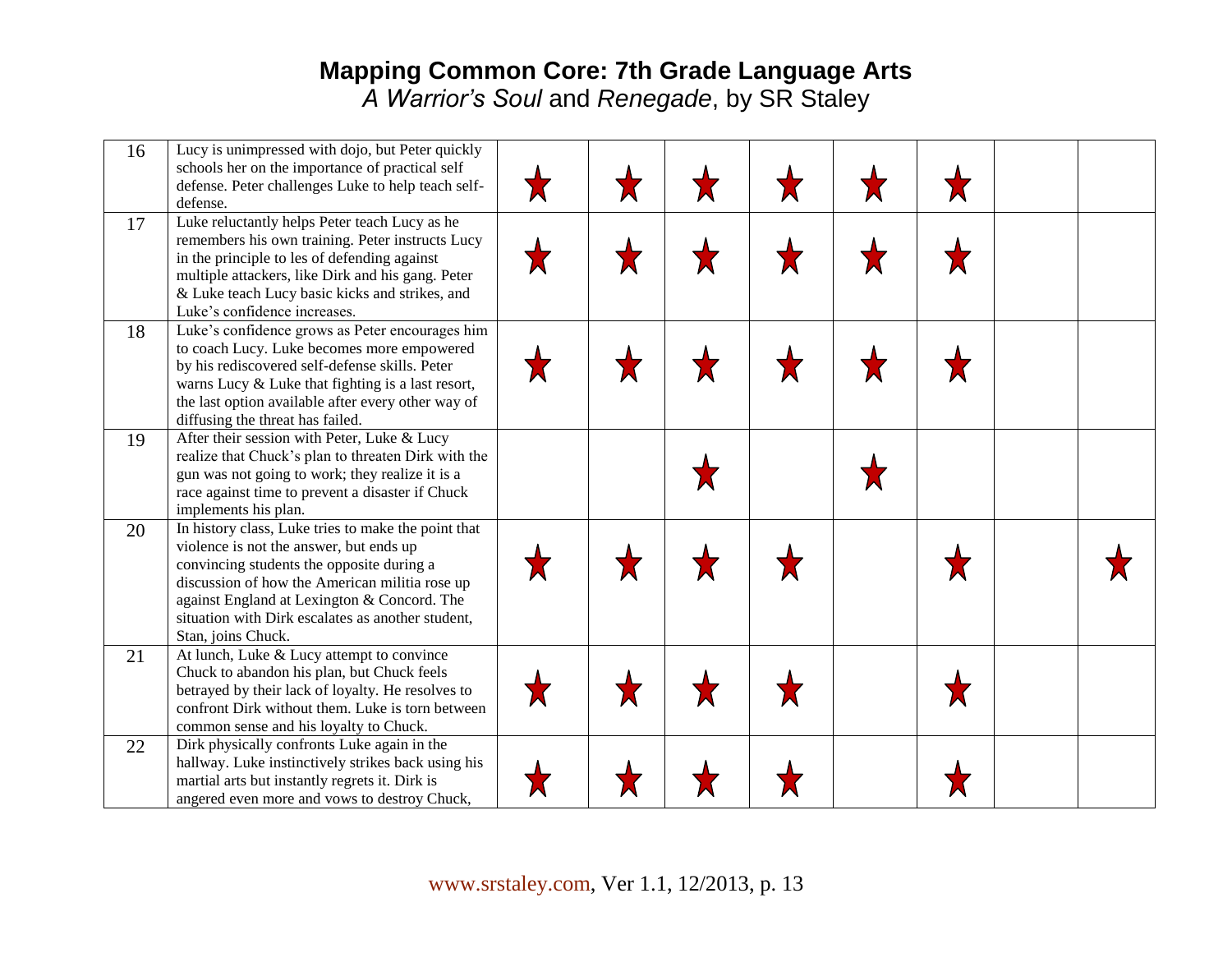| | | | | | | | | | |
|---|---|---|---|---|---|---|---|---|---|
| 16 | Lucy is unimpressed with dojo, but Peter quickly schools her on the importance of practical self defense. Peter challenges Luke to help teach self-defense. | ★ | ★ | ★ | ★ | ★ | ★ | | |
| 17 | Luke reluctantly helps Peter teach Lucy as he remembers his own training. Peter instructs Lucy in the principle to les of defending against multiple attackers, like Dirk and his gang. Peter & Luke teach Lucy basic kicks and strikes, and Luke's confidence increases. | ★ | ★ | ★ | ★ | ★ | ★ | | |
| 18 | Luke's confidence grows as Peter encourages him to coach Lucy. Luke becomes more empowered by his rediscovered self-defense skills. Peter warns Lucy & Luke that fighting is a last resort, the last option available after every other way of diffusing the threat has failed. | ★ | ★ | ★ | ★ | ★ | ★ | | |
| 19 | After their session with Peter, Luke & Lucy realize that Chuck's plan to threaten Dirk with the gun was not going to work; they realize it is a race against time to prevent a disaster if Chuck implements his plan. | | | ★ | | ★ | | | |
| 20 | In history class, Luke tries to make the point that violence is not the answer, but ends up convincing students the opposite during a discussion of how the American militia rose up against England at Lexington & Concord. The situation with Dirk escalates as another student, Stan, joins Chuck. | ★ | ★ | ★ | ★ | | ★ | | ★ |
| 21 | At lunch, Luke & Lucy attempt to convince Chuck to abandon his plan, but Chuck feels betrayed by their lack of loyalty. He resolves to confront Dirk without them. Luke is torn between common sense and his loyalty to Chuck. | ★ | ★ | ★ | ★ | | ★ | | |
| 22 | Dirk physically confronts Luke again in the hallway. Luke instinctively strikes back using his martial arts but instantly regrets it. Dirk is angered even more and vows to destroy Chuck, | ★ | ★ | ★ | ★ | | ★ | | |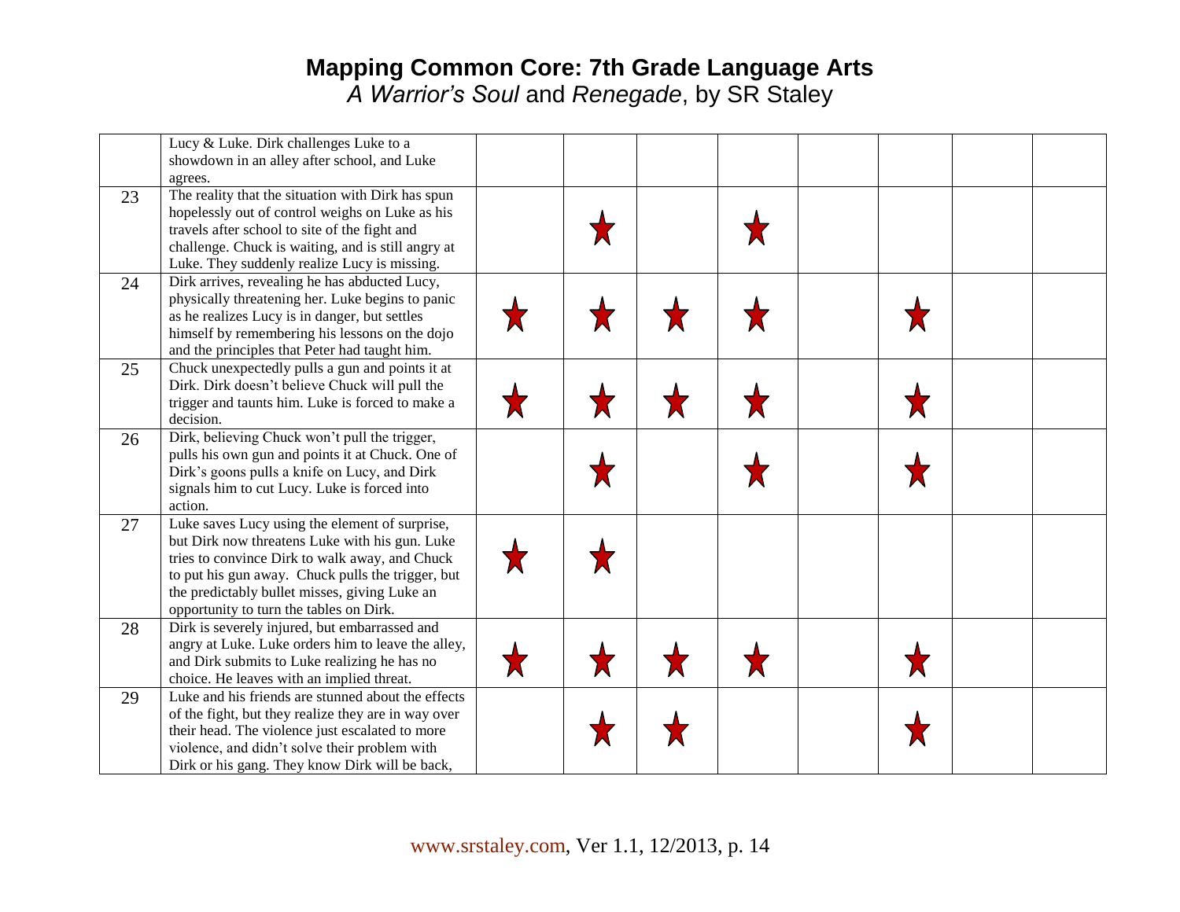| | | | | | | | | | |
|---|---|---|---|---|---|---|---|---|---|
| | Lucy & Luke. Dirk challenges Luke to a showdown in an alley after school, and Luke agrees. | | | | | | | | |
| 23 | The reality that the situation with Dirk has spun hopelessly out of control weighs on Luke as his travels after school to site of the fight and challenge. Chuck is waiting, and is still angry at Luke. They suddenly realize Lucy is missing. | | ★ | | ★ | | | | |
| 24 | Dirk arrives, revealing he has abducted Lucy, physically threatening her. Luke begins to panic as he realizes Lucy is in danger, but settles himself by remembering his lessons on the dojo and the principles that Peter had taught him. | ★ | ★ | ★ | ★ | | ★ | | |
| 25 | Chuck unexpectedly pulls a gun and points it at Dirk. Dirk doesn't believe Chuck will pull the trigger and taunts him. Luke is forced to make a decision. | ★ | ★ | ★ | ★ | | ★ | | |
| 26 | Dirk, believing Chuck won't pull the trigger, pulls his own gun and points it at Chuck. One of Dirk's goons pulls a knife on Lucy, and Dirk signals him to cut Lucy. Luke is forced into action. | | ★ | | ★ | | ★ | | |
| 27 | Luke saves Lucy using the element of surprise, but Dirk now threatens Luke with his gun. Luke tries to convince Dirk to walk away, and Chuck to put his gun away. Chuck pulls the trigger, but the predictably bullet misses, giving Luke an opportunity to turn the tables on Dirk. | ★ | ★ | | | | | | |
| 28 | Dirk is severely injured, but embarrassed and angry at Luke. Luke orders him to leave the alley, and Dirk submits to Luke realizing he has no choice. He leaves with an implied threat. | ★ | ★ | ★ | ★ | | ★ | | |
| 29 | Luke and his friends are stunned about the effects of the fight, but they realize they are in way over their head. The violence just escalated to more violence, and didn't solve their problem with Dirk or his gang. They know Dirk will be back, | | ★ | ★ | | | ★ | | |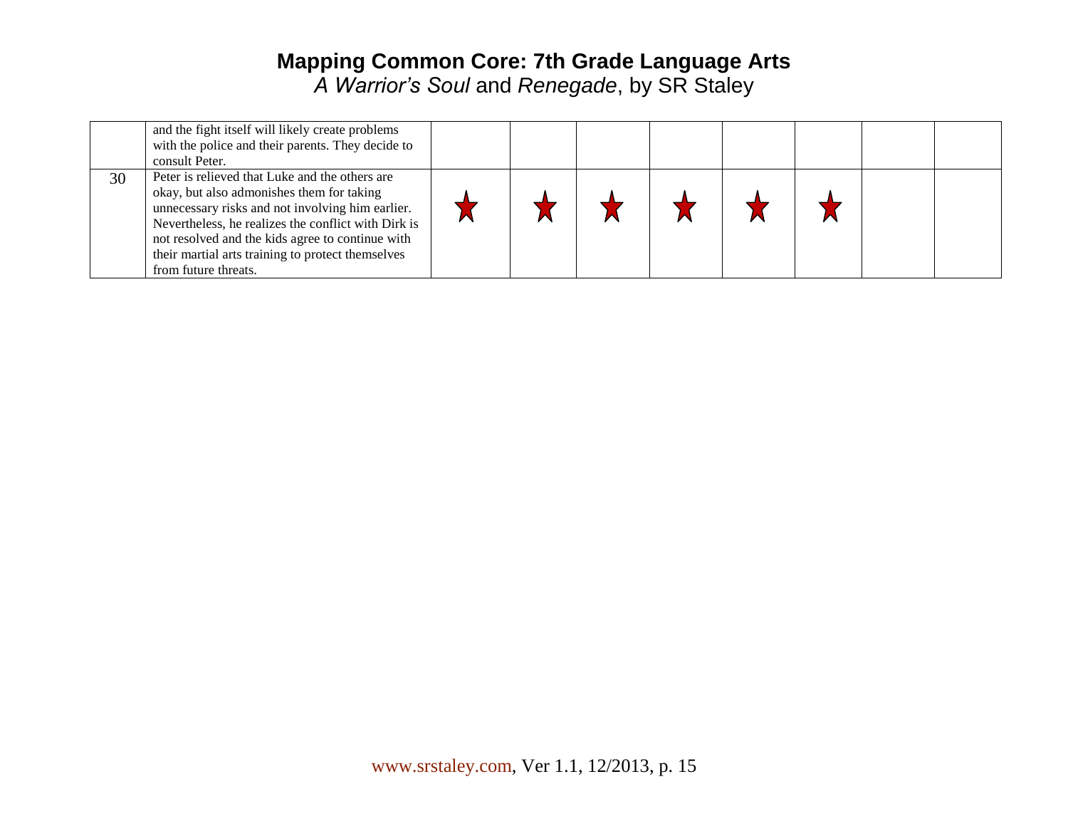| | | | | | | | | | |
|---|---|---|---|---|---|---|---|---|---|
| | and the fight itself will likely create problems with the police and their parents. They decide to consult Peter. | | | | | | | | |
| 30 | Peter is relieved that Luke and the others are okay, but also admonishes them for taking unnecessary risks and not involving him earlier. Nevertheless, he realizes the conflict with Dirk is not resolved and the kids agree to continue with their martial arts training to protect themselves from future threats. | ★ | ★ | ★ | ★ | ★ | ★ | | |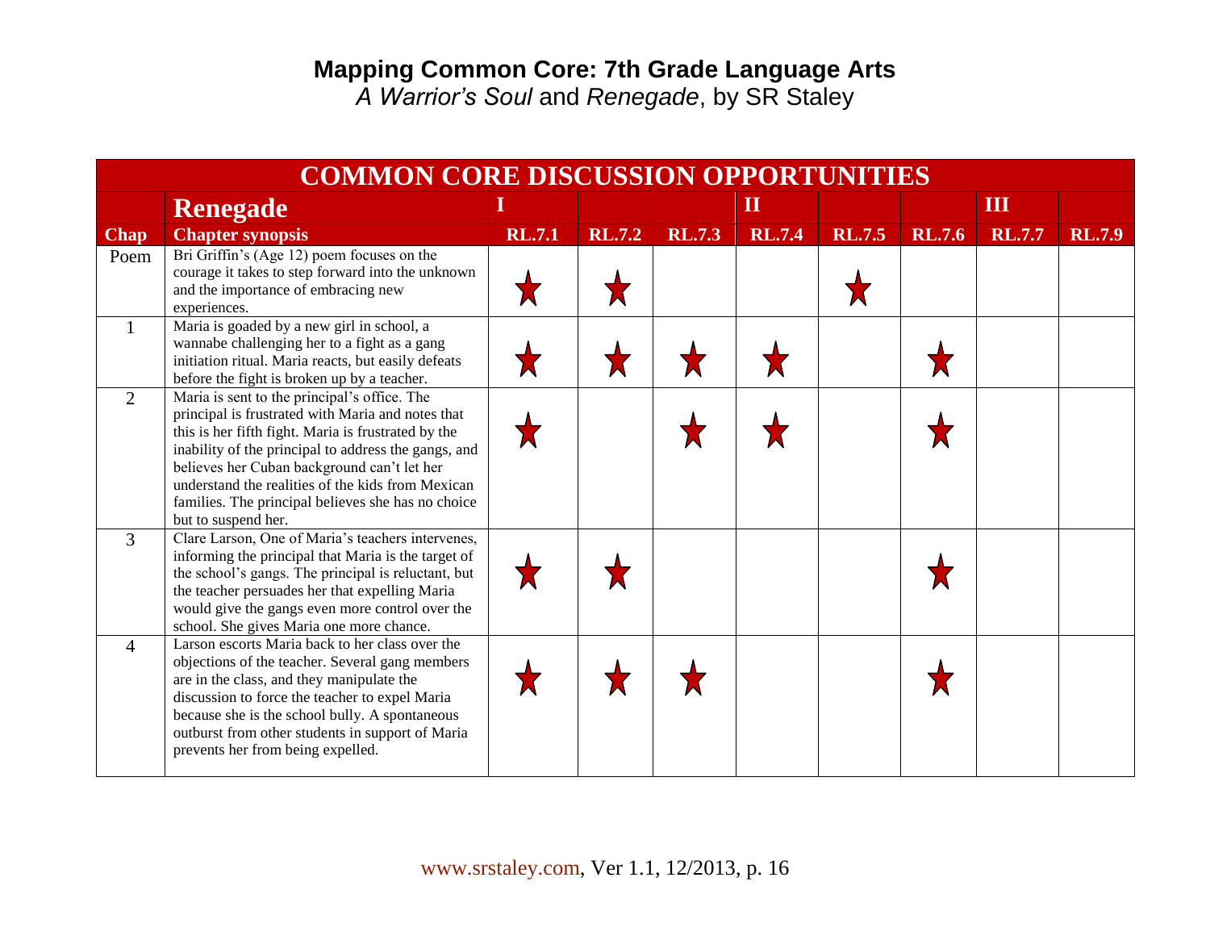# Mapping Common Core: 7th Grade Language Arts

*A Warrior's Soul* and *Renegade*, by SR Staley

| COMMON CORE DISCUSSION OPPORTUNITIES | | | | | | | | | |
|---|---|---|---|---|---|---|---|---|---|
| | **Renegade** | **I** | | | **II** | | | **III** | |
| **Chap** | **Chapter synopsis** | **RL.7.1** | **RL.7.2** | **RL.7.3** | **RL.7.4** | **RL.7.5** | **RL.7.6** | **RL.7.7** | **RL.7.9** |
| Poem | Bri Griffin's (Age 12) poem focuses on the courage it takes to step forward into the unknown and the importance of embracing new experiences. | ★ | ★ | | | ★ | | | |
| 1 | Maria is goaded by a new girl in school, a wannabe challenging her to a fight as a gang initiation ritual. Maria reacts, but easily defeats before the fight is broken up by a teacher. | ★ | ★ | ★ | ★ | | ★ | | |
| 2 | Maria is sent to the principal's office. The principal is frustrated with Maria and notes that this is her fifth fight. Maria is frustrated by the inability of the principal to address the gangs, and believes her Cuban background can't let her understand the realities of the kids from Mexican families. The principal believes she has no choice but to suspend her. | ★ | | ★ | ★ | | ★ | | |
| 3 | Clare Larson, One of Maria's teachers intervenes, informing the principal that Maria is the target of the school's gangs. The principal is reluctant, but the teacher persuades her that expelling Maria would give the gangs even more control over the school. She gives Maria one more chance. | ★ | ★ | | | | ★ | | |
| 4 | Larson escorts Maria back to her class over the objections of the teacher. Several gang members are in the class, and they manipulate the discussion to force the teacher to expel Maria because she is the school bully. A spontaneous outburst from other students in support of Maria prevents her from being expelled. | ★ | ★ | ★ | | | ★ | | |

www.srstaley.com, Ver 1.1, 12/2013, p. 16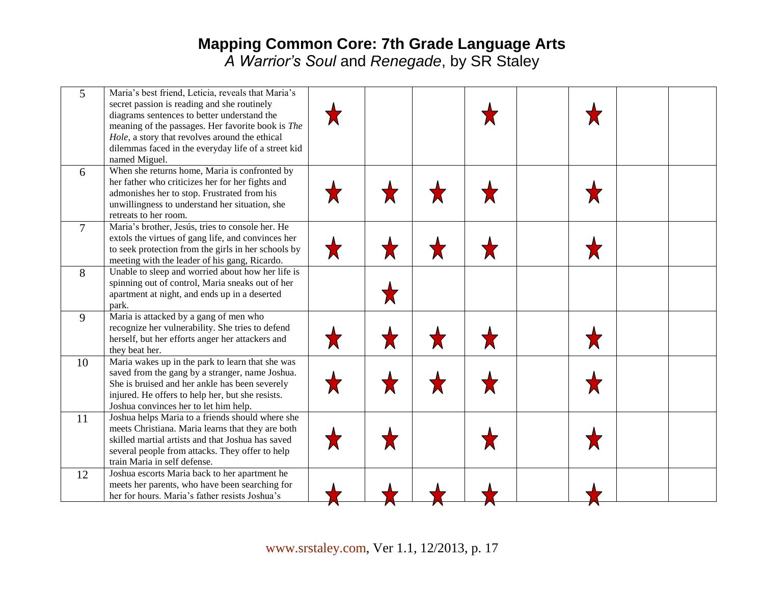| | | | | | | | | | |
|---|---|---|---|---|---|---|---|---|---|
| 5 | Maria's best friend, Leticia, reveals that Maria's secret passion is reading and she routinely diagrams sentences to better understand the meaning of the passages. Her favorite book is *The Hole*, a story that revolves around the ethical dilemmas faced in the everyday life of a street kid named Miguel. | ★ | | | ★ | | ★ | | |
| 6 | When she returns home, Maria is confronted by her father who criticizes her for her fights and admonishes her to stop. Frustrated from his unwillingness to understand her situation, she retreats to her room. | ★ | ★ | ★ | ★ | | ★ | | |
| 7 | Maria's brother, Jesús, tries to console her. He extols the virtues of gang life, and convinces her to seek protection from the girls in her schools by meeting with the leader of his gang, Ricardo. | ★ | ★ | ★ | ★ | | ★ | | |
| 8 | Unable to sleep and worried about how her life is spinning out of control, Maria sneaks out of her apartment at night, and ends up in a deserted park. | | ★ | | | | | | |
| 9 | Maria is attacked by a gang of men who recognize her vulnerability. She tries to defend herself, but her efforts anger her attackers and they beat her. | ★ | ★ | ★ | ★ | | ★ | | |
| 10 | Maria wakes up in the park to learn that she was saved from the gang by a stranger, name Joshua. She is bruised and her ankle has been severely injured. He offers to help her, but she resists. Joshua convinces her to let him help. | ★ | ★ | ★ | ★ | | ★ | | |
| 11 | Joshua helps Maria to a friends should where she meets Christiana. Maria learns that they are both skilled martial artists and that Joshua has saved several people from attacks. They offer to help train Maria in self defense. | ★ | ★ | | ★ | | ★ | | |
| 12 | Joshua escorts Maria back to her apartment he meets her parents, who have been searching for her for hours. Maria's father resists Joshua's | ★ | ★ | ★ | ★ | | ★ | | |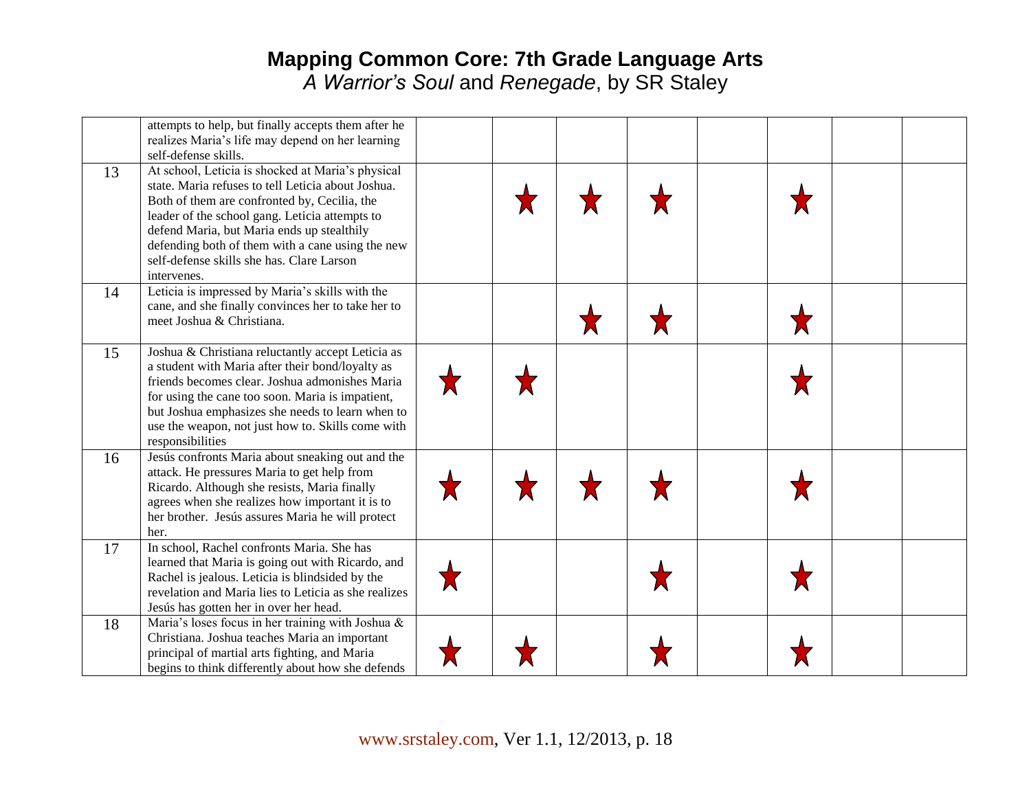| | | | | | | | | | |
|---|---|---|---|---|---|---|---|---|---|
| | attempts to help, but finally accepts them after he realizes Maria's life may depend on her learning self-defense skills. | | | | | | | | |
| 13 | At school, Leticia is shocked at Maria's physical state. Maria refuses to tell Leticia about Joshua. Both of them are confronted by, Cecilia, the leader of the school gang. Leticia attempts to defend Maria, but Maria ends up stealthily defending both of them with a cane using the new self-defense skills she has. Clare Larson intervenes. | | ★ | ★ | ★ | | ★ | | |
| 14 | Leticia is impressed by Maria's skills with the cane, and she finally convinces her to take her to meet Joshua & Christiana. | | | ★ | ★ | | ★ | | |
| 15 | Joshua & Christiana reluctantly accept Leticia as a student with Maria after their bond/loyalty as friends becomes clear. Joshua admonishes Maria for using the cane too soon. Maria is impatient, but Joshua emphasizes she needs to learn when to use the weapon, not just how to. Skills come with responsibilities | ★ | ★ | | | | ★ | | |
| 16 | Jesús confronts Maria about sneaking out and the attack. He pressures Maria to get help from Ricardo. Although she resists, Maria finally agrees when she realizes how important it is to her brother. Jesús assures Maria he will protect her. | ★ | ★ | ★ | ★ | | ★ | | |
| 17 | In school, Rachel confronts Maria. She has learned that Maria is going out with Ricardo, and Rachel is jealous. Leticia is blindsided by the revelation and Maria lies to Leticia as she realizes Jesús has gotten her in over her head. | ★ | | | ★ | | ★ | | |
| 18 | Maria's loses focus in her training with Joshua & Christiana. Joshua teaches Maria an important principal of martial arts fighting, and Maria begins to think differently about how she defends | ★ | ★ | | ★ | | ★ | | |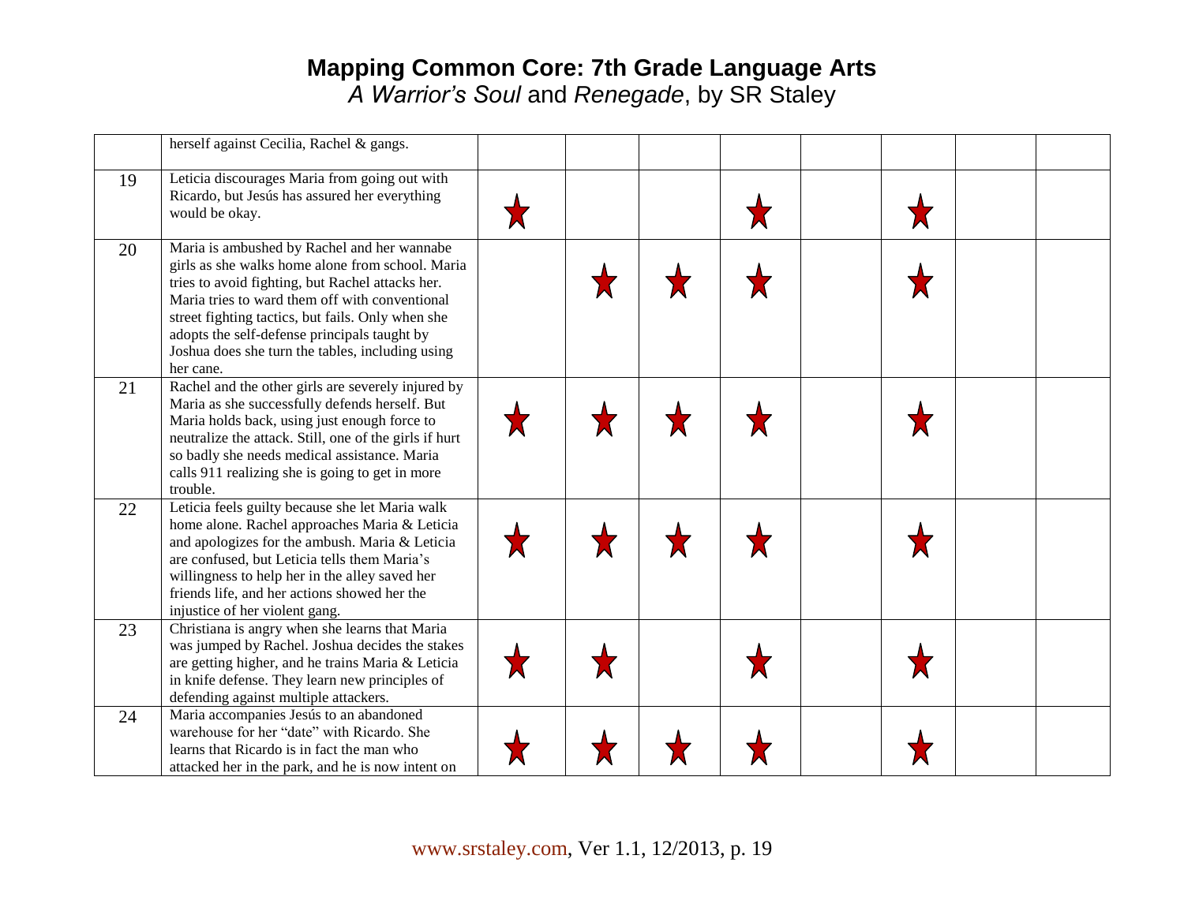| | | | | | | | | | |
|---|---|---|---|---|---|---|---|---|---|
| | herself against Cecilia, Rachel & gangs. | | | | | | | | |
| 19 | Leticia discourages Maria from going out with Ricardo, but Jesús has assured her everything would be okay. | ★ | | | ★ | | ★ | | |
| 20 | Maria is ambushed by Rachel and her wannabe girls as she walks home alone from school. Maria tries to avoid fighting, but Rachel attacks her. Maria tries to ward them off with conventional street fighting tactics, but fails. Only when she adopts the self-defense principals taught by Joshua does she turn the tables, including using her cane. | | ★ | ★ | ★ | | ★ | | |
| 21 | Rachel and the other girls are severely injured by Maria as she successfully defends herself. But Maria holds back, using just enough force to neutralize the attack. Still, one of the girls if hurt so badly she needs medical assistance. Maria calls 911 realizing she is going to get in more trouble. | ★ | ★ | ★ | ★ | | ★ | | |
| 22 | Leticia feels guilty because she let Maria walk home alone. Rachel approaches Maria & Leticia and apologizes for the ambush. Maria & Leticia are confused, but Leticia tells them Maria's willingness to help her in the alley saved her friends life, and her actions showed her the injustice of her violent gang. | ★ | ★ | ★ | ★ | | ★ | | |
| 23 | Christiana is angry when she learns that Maria was jumped by Rachel. Joshua decides the stakes are getting higher, and he trains Maria & Leticia in knife defense. They learn new principles of defending against multiple attackers. | ★ | ★ | | ★ | | ★ | | |
| 24 | Maria accompanies Jesús to an abandoned warehouse for her "date" with Ricardo. She learns that Ricardo is in fact the man who attacked her in the park, and he is now intent on | ★ | ★ | ★ | ★ | | ★ | | |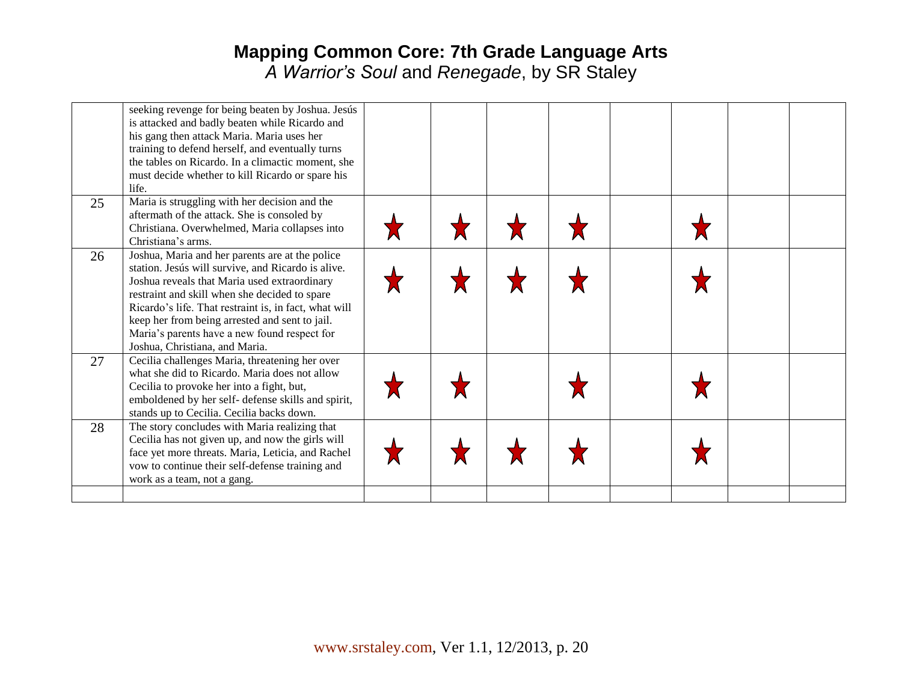| | | | | | | | | | |
|---|---|---|---|---|---|---|---|---|---|
| | seeking revenge for being beaten by Joshua. Jesús is attacked and badly beaten while Ricardo and his gang then attack Maria. Maria uses her training to defend herself, and eventually turns the tables on Ricardo. In a climactic moment, she must decide whether to kill Ricardo or spare his life. | | | | | | | | |
| 25 | Maria is struggling with her decision and the aftermath of the attack. She is consoled by Christiana. Overwhelmed, Maria collapses into Christiana's arms. | ★ | ★ | ★ | ★ | | ★ | | |
| 26 | Joshua, Maria and her parents are at the police station. Jesús will survive, and Ricardo is alive. Joshua reveals that Maria used extraordinary restraint and skill when she decided to spare Ricardo's life. That restraint is, in fact, what will keep her from being arrested and sent to jail. Maria's parents have a new found respect for Joshua, Christiana, and Maria. | ★ | ★ | ★ | ★ | | ★ | | |
| 27 | Cecilia challenges Maria, threatening her over what she did to Ricardo. Maria does not allow Cecilia to provoke her into a fight, but, emboldened by her self- defense skills and spirit, stands up to Cecilia. Cecilia backs down. | ★ | ★ | | ★ | | ★ | | |
| 28 | The story concludes with Maria realizing that Cecilia has not given up, and now the girls will face yet more threats. Maria, Leticia, and Rachel vow to continue their self-defense training and work as a team, not a gang. | ★ | ★ | ★ | ★ | | ★ | | |
| | | | | | | | | | |